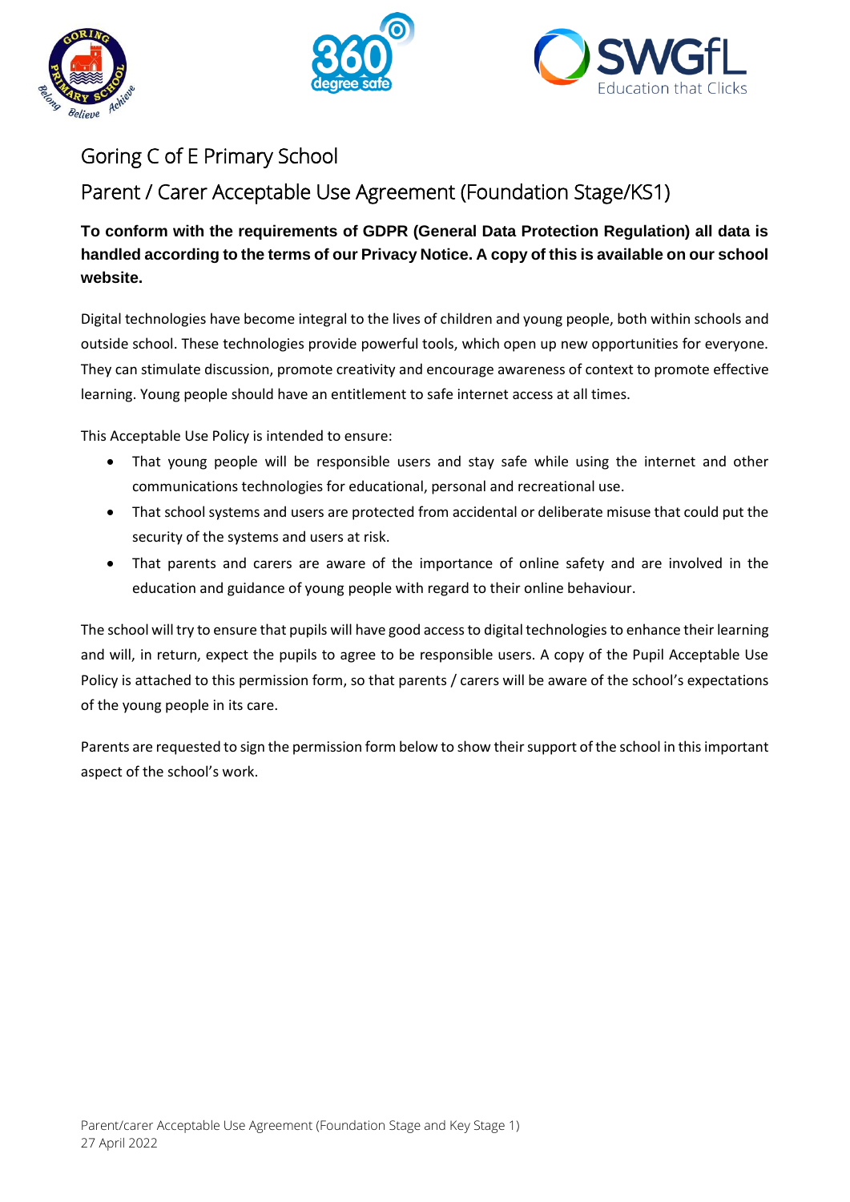# Goring C of E Primary School

## Parent / Carer Acceptable Use Agreement (Foundation Stage/KS1)

**To conform with the requirements of GDPR (General Data Protection Regulation) all data is handled according to the terms of our Privacy Notice. A copy of this is available on our school website.**

Digital technologies have become integral to the lives of children and young people, both within schools and outside school. These technologies provide powerful tools, which open up new opportunities for everyone. They can stimulate discussion, promote creativity and encourage awareness of context to promote effective learning. Young people should have an entitlement to safe internet access at all times.

This Acceptable Use Policy is intended to ensure:

- That young people will be responsible users and stay safe while using the internet and other communications technologies for educational, personal and recreational use.
- That school systems and users are protected from accidental or deliberate misuse that could put the security of the systems and users at risk.
- That parents and carers are aware of the importance of online safety and are involved in the education and guidance of young people with regard to their online behaviour.

The school will try to ensure that pupils will have good access to digital technologies to enhance their learning and will, in return, expect the pupils to agree to be responsible users. A copy of the Pupil Acceptable Use Policy is attached to this permission form, so that parents / carers will be aware of the school's expectations of the young people in its care.

Parents are requested to sign the permission form below to show their support of the school in this important aspect of the school's work.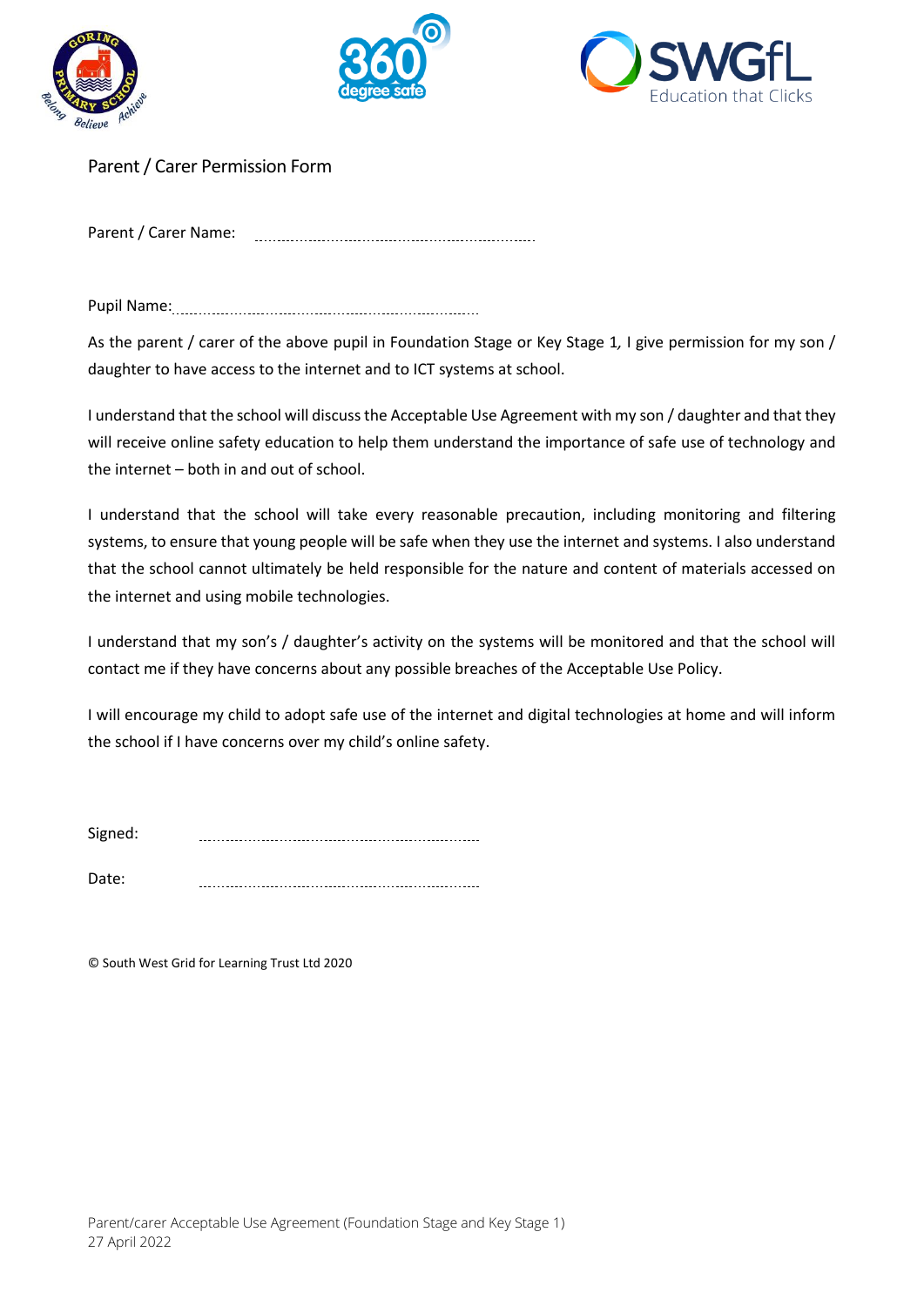## Parent / Carer Permission Form

Parent / Carer Name: ................................................................

Pupil Name: ................................................................

As the parent / carer of the above pupil in Foundation Stage or Key Stage 1, I give permission for my son / daughter to have access to the internet and to ICT systems at school.

I understand that the school will discuss the Acceptable Use Agreement with my son / daughter and that they will receive online safety education to help them understand the importance of safe use of technology and the internet – both in and out of school.

I understand that the school will take every reasonable precaution, including monitoring and filtering systems, to ensure that young people will be safe when they use the internet and systems. I also understand that the school cannot ultimately be held responsible for the nature and content of materials accessed on the internet and using mobile technologies.

I understand that my son's / daughter's activity on the systems will be monitored and that the school will contact me if they have concerns about any possible breaches of the Acceptable Use Policy.

I will encourage my child to adopt safe use of the internet and digital technologies at home and will inform the school if I have concerns over my child's online safety.

Signed: ................................................................

Date: ................................................................

© South West Grid for Learning Trust Ltd 2020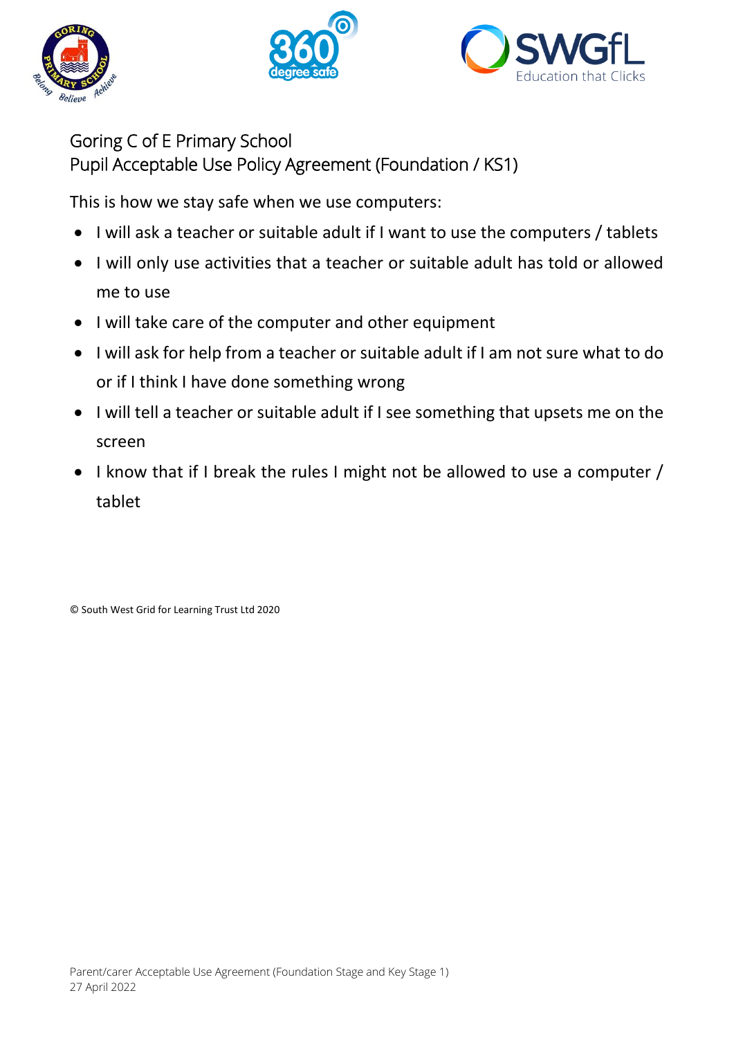Goring C of E Primary School
Pupil Acceptable Use Policy Agreement (Foundation / KS1)

This is how we stay safe when we use computers:

- I will ask a teacher or suitable adult if I want to use the computers / tablets
- I will only use activities that a teacher or suitable adult has told or allowed me to use
- I will take care of the computer and other equipment
- I will ask for help from a teacher or suitable adult if I am not sure what to do or if I think I have done something wrong
- I will tell a teacher or suitable adult if I see something that upsets me on the screen
- I know that if I break the rules I might not be allowed to use a computer / tablet

© South West Grid for Learning Trust Ltd 2020